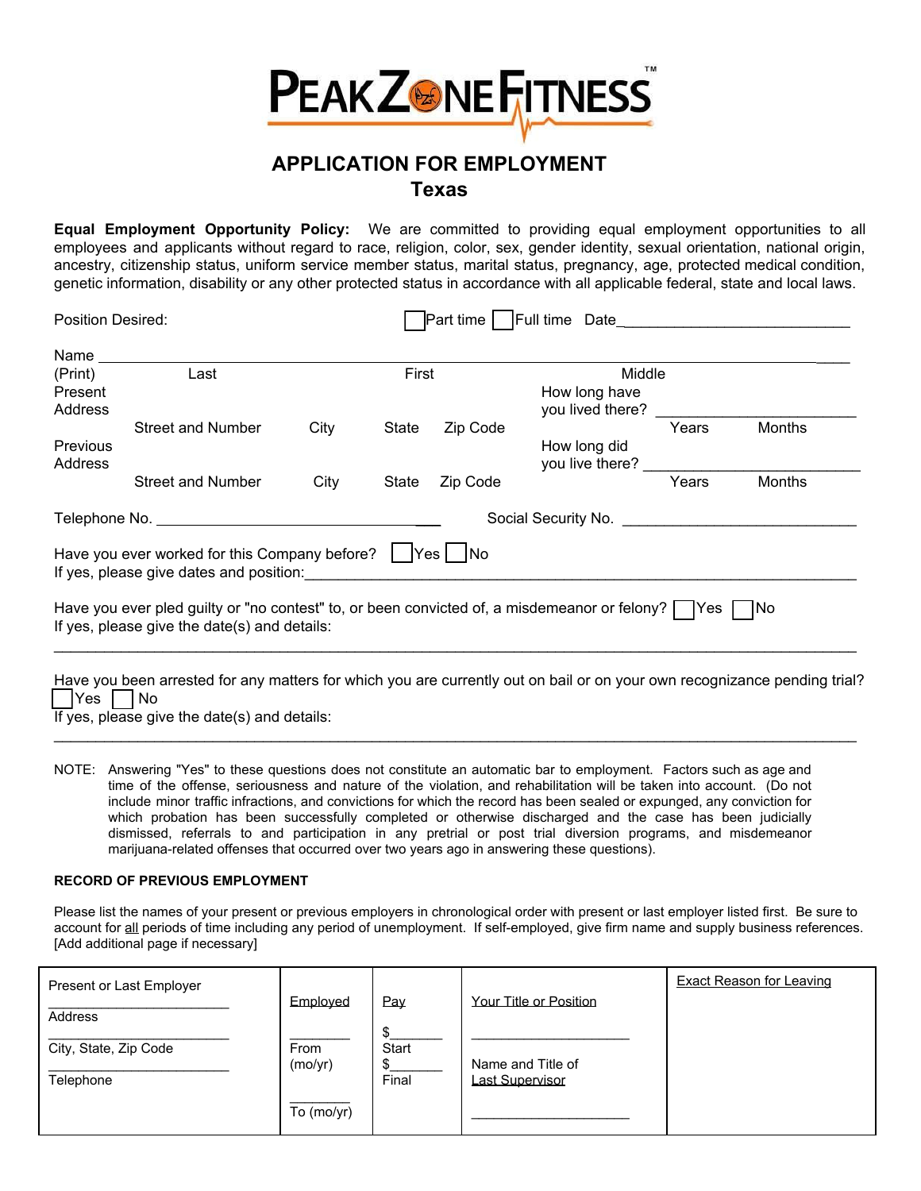# PEAKZONEFITNESS™

## APPLICATION FOR EMPLOYMENT
### Texas

**Equal Employment Opportunity Policy:** We are committed to providing equal employment opportunities to all employees and applicants without regard to race, religion, color, sex, gender identity, sexual orientation, national origin, ancestry, citizenship status, uniform service member status, marital status, pregnancy, age, protected medical condition, genetic information, disability or any other protected status in accordance with all applicable federal, state and local laws.

Position Desired: ☐ Part time ☐ Full time Date___________________________

Name (Print) ____________________________________________
Last First Middle

Present Address
Street and Number City State Zip Code
How long have you lived there? ______________________
Years Months

Previous Address
Street and Number City State Zip Code
How long did you live there? ______________________
Years Months

Telephone No. ________________________________ Social Security No. ___________________________

Have you ever worked for this Company before? ☐ Yes ☐ No
If yes, please give dates and position:____________________________________________________________

Have you ever pled guilty or "no contest" to, or been convicted of, a misdemeanor or felony? ☐ Yes ☐ No
If yes, please give the date(s) and details:

______________________________________________________________________________________

Have you been arrested for any matters for which you are currently out on bail or on your own recognizance pending trial?
☐ Yes ☐ No
If yes, please give the date(s) and details:

______________________________________________________________________________________

NOTE: Answering "Yes" to these questions does not constitute an automatic bar to employment. Factors such as age and time of the offense, seriousness and nature of the violation, and rehabilitation will be taken into account. (Do not include minor traffic infractions, and convictions for which the record has been sealed or expunged, any conviction for which probation has been successfully completed or otherwise discharged and the case has been judicially dismissed, referrals to and participation in any pretrial or post trial diversion programs, and misdemeanor marijuana-related offenses that occurred over two years ago in answering these questions).

#### RECORD OF PREVIOUS EMPLOYMENT

Please list the names of your present or previous employers in chronological order with present or last employer listed first. Be sure to account for all periods of time including any period of unemployment. If self-employed, give firm name and supply business references. [Add additional page if necessary]

| Present or Last Employer | Employed | Pay | Your Title or Position | Exact Reason for Leaving |
|---|---|---|---|---|
| ______________________ Address ______________________ City, State, Zip Code ______________________ Telephone | ________ From (mo/yr) ________ To (mo/yr) | $_______ Start $_______ Final | ____________________ Name and Title of Last Supervisor ____________________ | |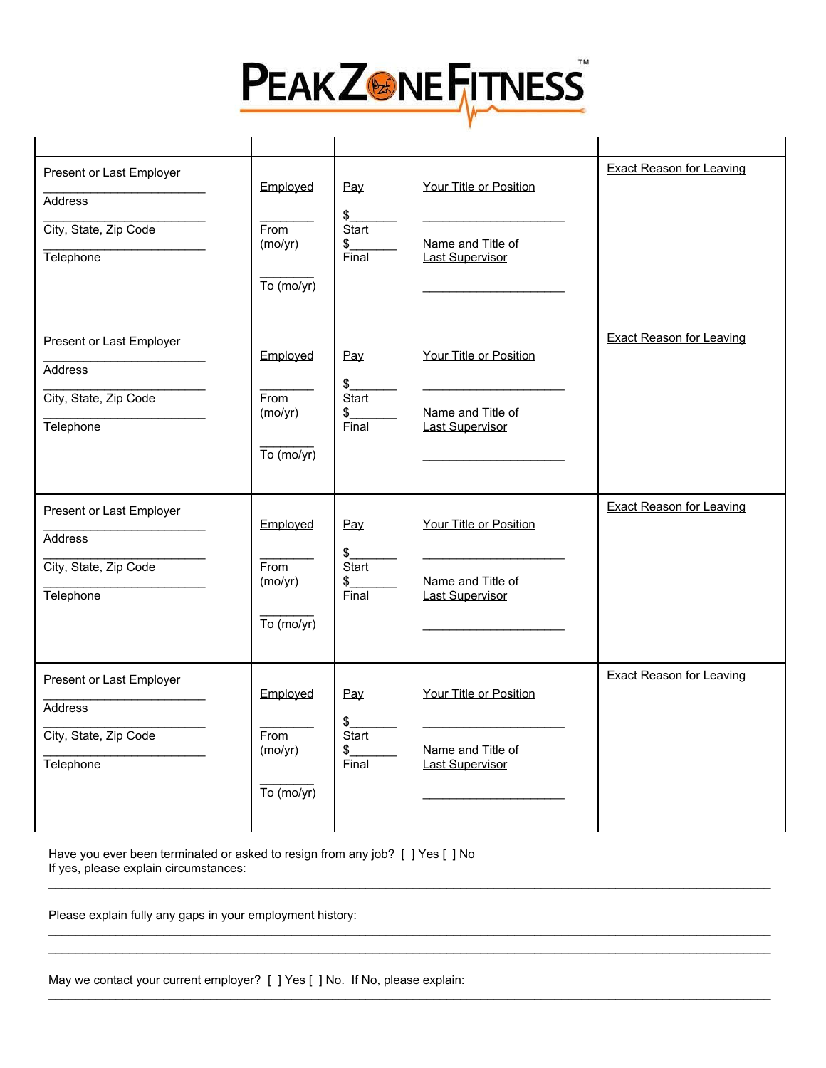# PEAKZONEFITNESS™

| | | | | |
|---|---|---|---|---|
| Present or Last Employer<br>________________________<br>Address<br>________________________<br>City, State, Zip Code<br>________________________<br>Telephone | Employed<br>________<br>From (mo/yr)<br>________<br>To (mo/yr) | Pay<br>$_______<br>Start<br>$_______<br>Final | Your Title or Position<br>____________________<br>Name and Title of Last Supervisor<br>____________________ | Exact Reason for Leaving |
| Present or Last Employer<br>________________________<br>Address<br>________________________<br>City, State, Zip Code<br>________________________<br>Telephone | Employed<br>________<br>From (mo/yr)<br>________<br>To (mo/yr) | Pay<br>$_______<br>Start<br>$_______<br>Final | Your Title or Position<br>____________________<br>Name and Title of Last Supervisor<br>____________________ | Exact Reason for Leaving |
| Present or Last Employer<br>________________________<br>Address<br>________________________<br>City, State, Zip Code<br>________________________<br>Telephone | Employed<br>________<br>From (mo/yr)<br>________<br>To (mo/yr) | Pay<br>$_______<br>Start<br>$_______<br>Final | Your Title or Position<br>____________________<br>Name and Title of Last Supervisor<br>____________________ | Exact Reason for Leaving |
| Present or Last Employer<br>________________________<br>Address<br>________________________<br>City, State, Zip Code<br>________________________<br>Telephone | Employed<br>________<br>From (mo/yr)<br>________<br>To (mo/yr) | Pay<br>$_______<br>Start<br>$_______<br>Final | Your Title or Position<br>____________________<br>Name and Title of Last Supervisor<br>____________________ | Exact Reason for Leaving |

Have you ever been terminated or asked to resign from any job? [ ] Yes [ ] No
If yes, please explain circumstances:

________________________________________________________________________________________________

Please explain fully any gaps in your employment history:

________________________________________________________________________________________________

________________________________________________________________________________________________

May we contact your current employer? [ ] Yes [ ] No. If No, please explain:

________________________________________________________________________________________________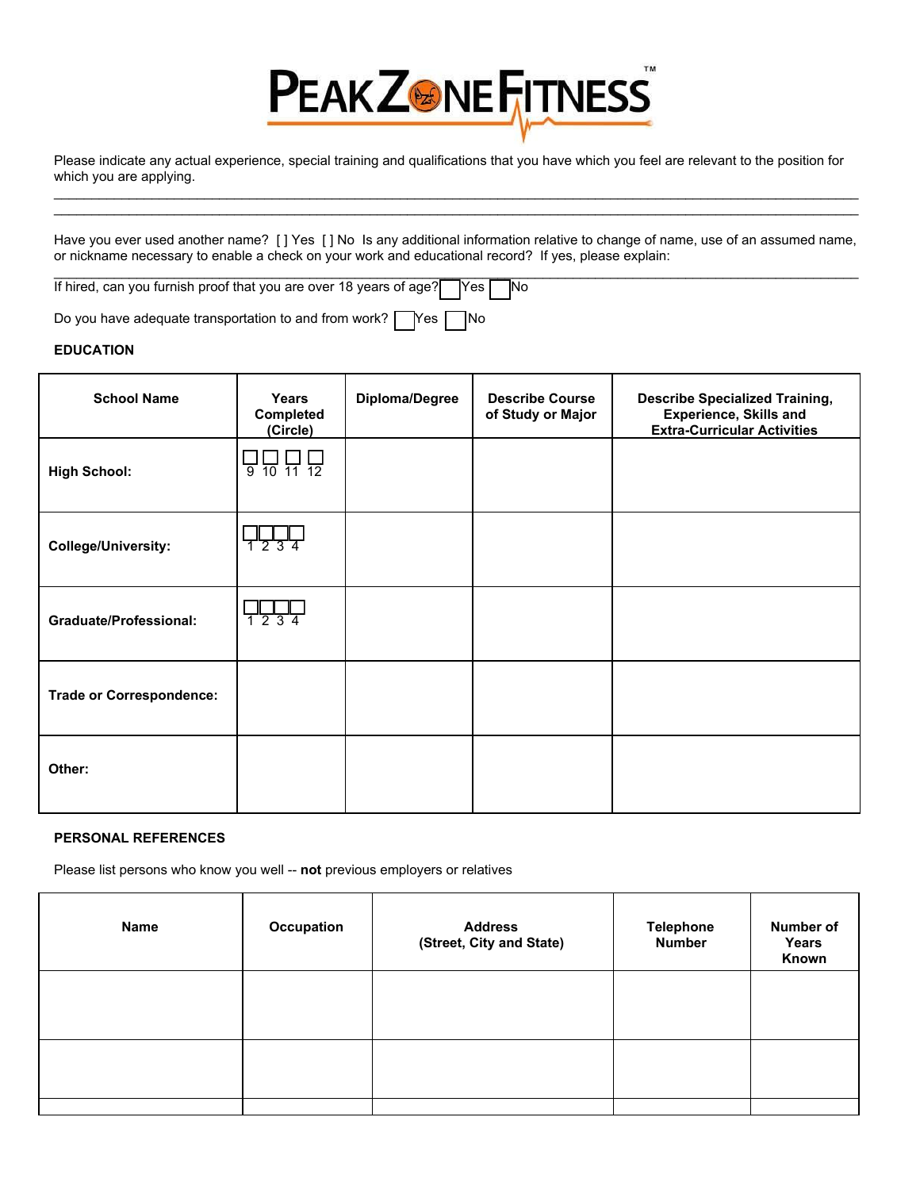# PEAKZONE FITNESS™

Please indicate any actual experience, special training and qualifications that you have which you feel are relevant to the position for which you are applying.

______________________________________________________________________________________________

______________________________________________________________________________________________

Have you ever used another name? [ ] Yes [ ] No Is any additional information relative to change of name, use of an assumed name, or nickname necessary to enable a check on your work and educational record? If yes, please explain:

______________________________________________________________________________________________

If hired, can you furnish proof that you are over 18 years of age? ☐ Yes ☐ No

Do you have adequate transportation to and from work? ☐ Yes ☐ No

**EDUCATION**

| School Name | Years Completed (Circle) | Diploma/Degree | Describe Course of Study or Major | Describe Specialized Training, Experience, Skills and Extra-Curricular Activities |
|---|---|---|---|---|
| **High School:** | ☐ 9 ☐ 10 ☐ 11 ☐ 12 | | | |
| **College/University:** | ☐ 1 ☐ 2 ☐ 3 ☐ 4 | | | |
| **Graduate/Professional:** | ☐ 1 ☐ 2 ☐ 3 ☐ 4 | | | |
| **Trade or Correspondence:** | | | | |
| **Other:** | | | | |

**PERSONAL REFERENCES**

Please list persons who know you well -- **not** previous employers or relatives

| Name | Occupation | Address (Street, City and State) | Telephone Number | Number of Years Known |
|---|---|---|---|---|
| | | | | |
| | | | | |
| | | | | |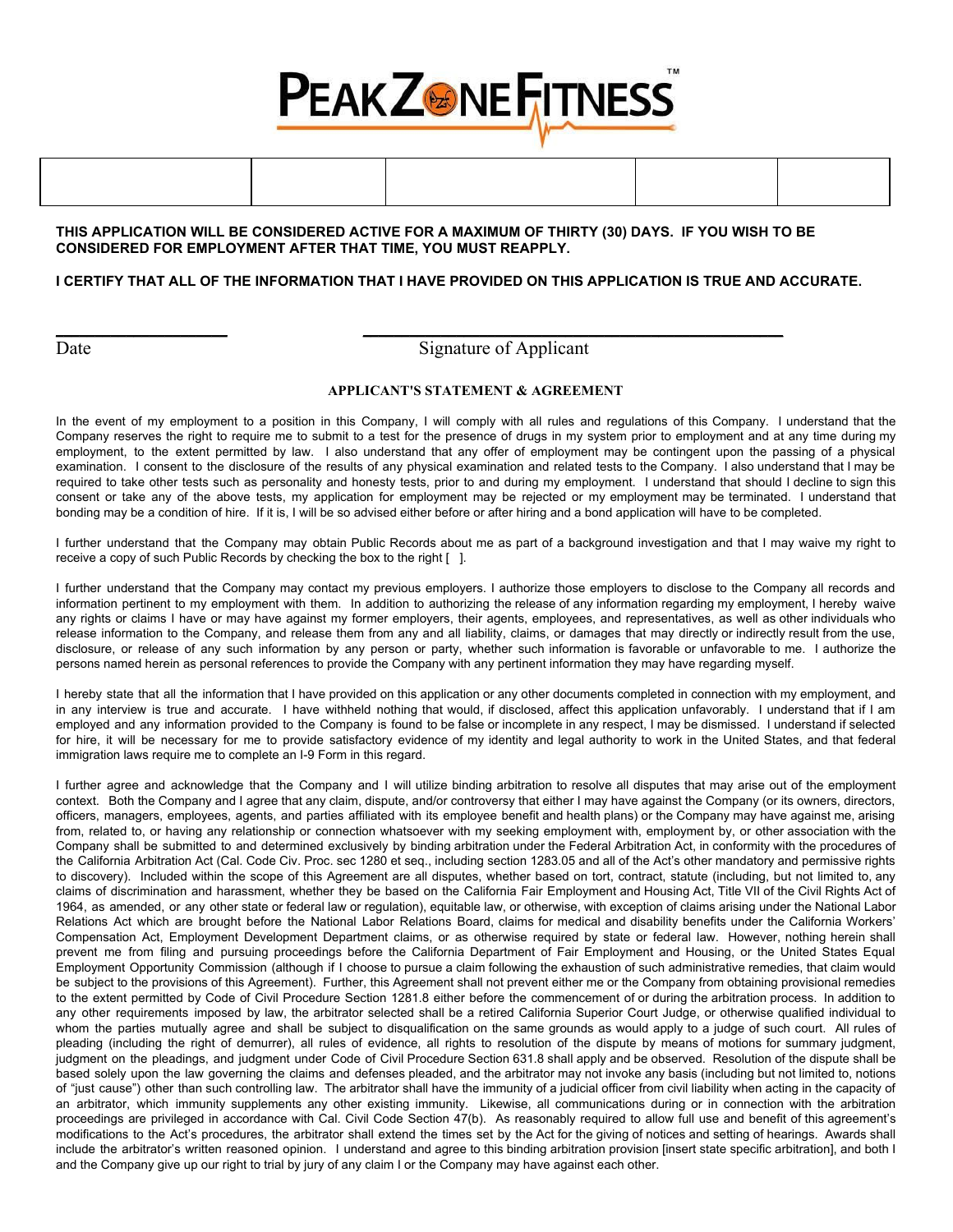PEAKZONEFITNESS™

| | | | | |
|---|---|---|---|---|
| | | | | |

**THIS APPLICATION WILL BE CONSIDERED ACTIVE FOR A MAXIMUM OF THIRTY (30) DAYS. IF YOU WISH TO BE CONSIDERED FOR EMPLOYMENT AFTER THAT TIME, YOU MUST REAPPLY.**

**I CERTIFY THAT ALL OF THE INFORMATION THAT I HAVE PROVIDED ON THIS APPLICATION IS TRUE AND ACCURATE.**

_________________ Date

_________________________________________ Signature of Applicant

**APPLICANT'S STATEMENT & AGREEMENT**

In the event of my employment to a position in this Company, I will comply with all rules and regulations of this Company. I understand that the Company reserves the right to require me to submit to a test for the presence of drugs in my system prior to employment and at any time during my employment, to the extent permitted by law. I also understand that any offer of employment may be contingent upon the passing of a physical examination. I consent to the disclosure of the results of any physical examination and related tests to the Company. I also understand that I may be required to take other tests such as personality and honesty tests, prior to and during my employment. I understand that should I decline to sign this consent or take any of the above tests, my application for employment may be rejected or my employment may be terminated. I understand that bonding may be a condition of hire. If it is, I will be so advised either before or after hiring and a bond application will have to be completed.

I further understand that the Company may obtain Public Records about me as part of a background investigation and that I may waive my right to receive a copy of such Public Records by checking the box to the right [ ].

I further understand that the Company may contact my previous employers. I authorize those employers to disclose to the Company all records and information pertinent to my employment with them. In addition to authorizing the release of any information regarding my employment, I hereby waive any rights or claims I have or may have against my former employers, their agents, employees, and representatives, as well as other individuals who release information to the Company, and release them from any and all liability, claims, or damages that may directly or indirectly result from the use, disclosure, or release of any such information by any person or party, whether such information is favorable or unfavorable to me. I authorize the persons named herein as personal references to provide the Company with any pertinent information they may have regarding myself.

I hereby state that all the information that I have provided on this application or any other documents completed in connection with my employment, and in any interview is true and accurate. I have withheld nothing that would, if disclosed, affect this application unfavorably. I understand that if I am employed and any information provided to the Company is found to be false or incomplete in any respect, I may be dismissed. I understand if selected for hire, it will be necessary for me to provide satisfactory evidence of my identity and legal authority to work in the United States, and that federal immigration laws require me to complete an I-9 Form in this regard.

I further agree and acknowledge that the Company and I will utilize binding arbitration to resolve all disputes that may arise out of the employment context. Both the Company and I agree that any claim, dispute, and/or controversy that either I may have against the Company (or its owners, directors, officers, managers, employees, agents, and parties affiliated with its employee benefit and health plans) or the Company may have against me, arising from, related to, or having any relationship or connection whatsoever with my seeking employment with, employment by, or other association with the Company shall be submitted to and determined exclusively by binding arbitration under the Federal Arbitration Act, in conformity with the procedures of the California Arbitration Act (Cal. Code Civ. Proc. sec 1280 et seq., including section 1283.05 and all of the Act's other mandatory and permissive rights to discovery). Included within the scope of this Agreement are all disputes, whether based on tort, contract, statute (including, but not limited to, any claims of discrimination and harassment, whether they be based on the California Fair Employment and Housing Act, Title VII of the Civil Rights Act of 1964, as amended, or any other state or federal law or regulation), equitable law, or otherwise, with exception of claims arising under the National Labor Relations Act which are brought before the National Labor Relations Board, claims for medical and disability benefits under the California Workers' Compensation Act, Employment Development Department claims, or as otherwise required by state or federal law. However, nothing herein shall prevent me from filing and pursuing proceedings before the California Department of Fair Employment and Housing, or the United States Equal Employment Opportunity Commission (although if I choose to pursue a claim following the exhaustion of such administrative remedies, that claim would be subject to the provisions of this Agreement). Further, this Agreement shall not prevent either me or the Company from obtaining provisional remedies to the extent permitted by Code of Civil Procedure Section 1281.8 either before the commencement of or during the arbitration process. In addition to any other requirements imposed by law, the arbitrator selected shall be a retired California Superior Court Judge, or otherwise qualified individual to whom the parties mutually agree and shall be subject to disqualification on the same grounds as would apply to a judge of such court. All rules of pleading (including the right of demurrer), all rules of evidence, all rights to resolution of the dispute by means of motions for summary judgment, judgment on the pleadings, and judgment under Code of Civil Procedure Section 631.8 shall apply and be observed. Resolution of the dispute shall be based solely upon the law governing the claims and defenses pleaded, and the arbitrator may not invoke any basis (including but not limited to, notions of "just cause") other than such controlling law. The arbitrator shall have the immunity of a judicial officer from civil liability when acting in the capacity of an arbitrator, which immunity supplements any other existing immunity. Likewise, all communications during or in connection with the arbitration proceedings are privileged in accordance with Cal. Civil Code Section 47(b). As reasonably required to allow full use and benefit of this agreement's modifications to the Act's procedures, the arbitrator shall extend the times set by the Act for the giving of notices and setting of hearings. Awards shall include the arbitrator's written reasoned opinion. I understand and agree to this binding arbitration provision [insert state specific arbitration], and both I and the Company give up our right to trial by jury of any claim I or the Company may have against each other.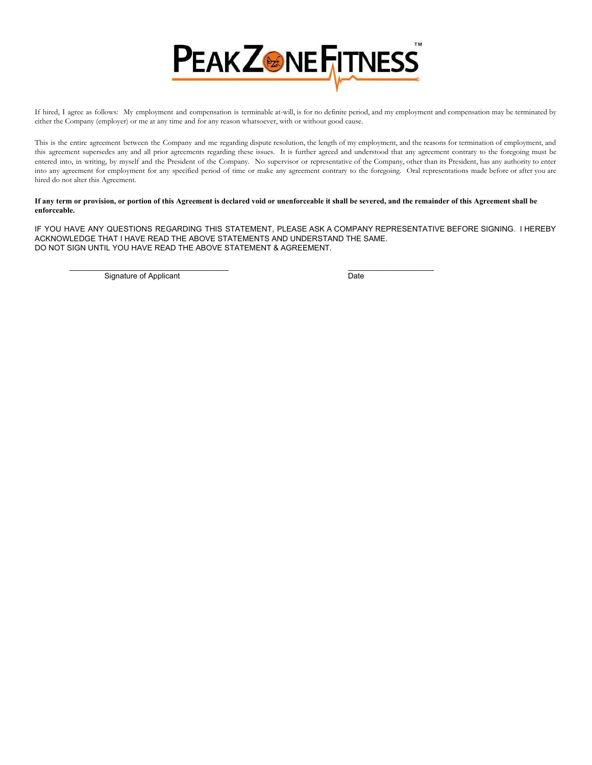PEAKZONEFITNESS™

If hired, I agree as follows: My employment and compensation is terminable at-will, is for no definite period, and my employment and compensation may be terminated by either the Company (employer) or me at any time and for any reason whatsoever, with or without good cause.

This is the entire agreement between the Company and me regarding dispute resolution, the length of my employment, and the reasons for termination of employment, and this agreement supersedes any and all prior agreements regarding these issues. It is further agreed and understood that any agreement contrary to the foregoing must be entered into, in writing, by myself and the President of the Company. No supervisor or representative of the Company, other than its President, has any authority to enter into any agreement for employment for any specified period of time or make any agreement contrary to the foregoing. Oral representations made before or after you are hired do not alter this Agreement.

**If any term or provision, or portion of this Agreement is declared void or unenforceable it shall be severed, and the remainder of this Agreement shall be enforceable.**

IF YOU HAVE ANY QUESTIONS REGARDING THIS STATEMENT, PLEASE ASK A COMPANY REPRESENTATIVE BEFORE SIGNING. I HEREBY ACKNOWLEDGE THAT I HAVE READ THE ABOVE STATEMENTS AND UNDERSTAND THE SAME.
DO NOT SIGN UNTIL YOU HAVE READ THE ABOVE STATEMENT & AGREEMENT.

\_\_\_\_\_\_\_\_\_\_\_\_\_\_\_\_\_\_\_\_\_\_\_\_\_\_\_\_\_\_\_\_\_\_\_\_
Signature of Applicant

\_\_\_\_\_\_\_\_\_\_\_\_\_\_\_\_\_\_\_\_
Date